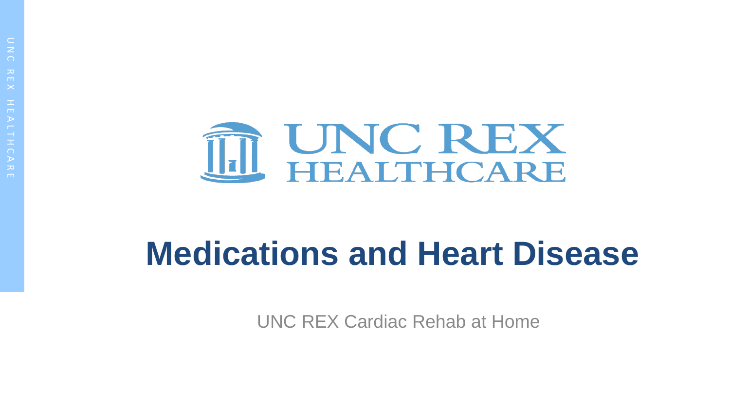UNC REX HEALTHCARE

# Medications and Heart Disease

UNC REX Cardiac Rehab at Home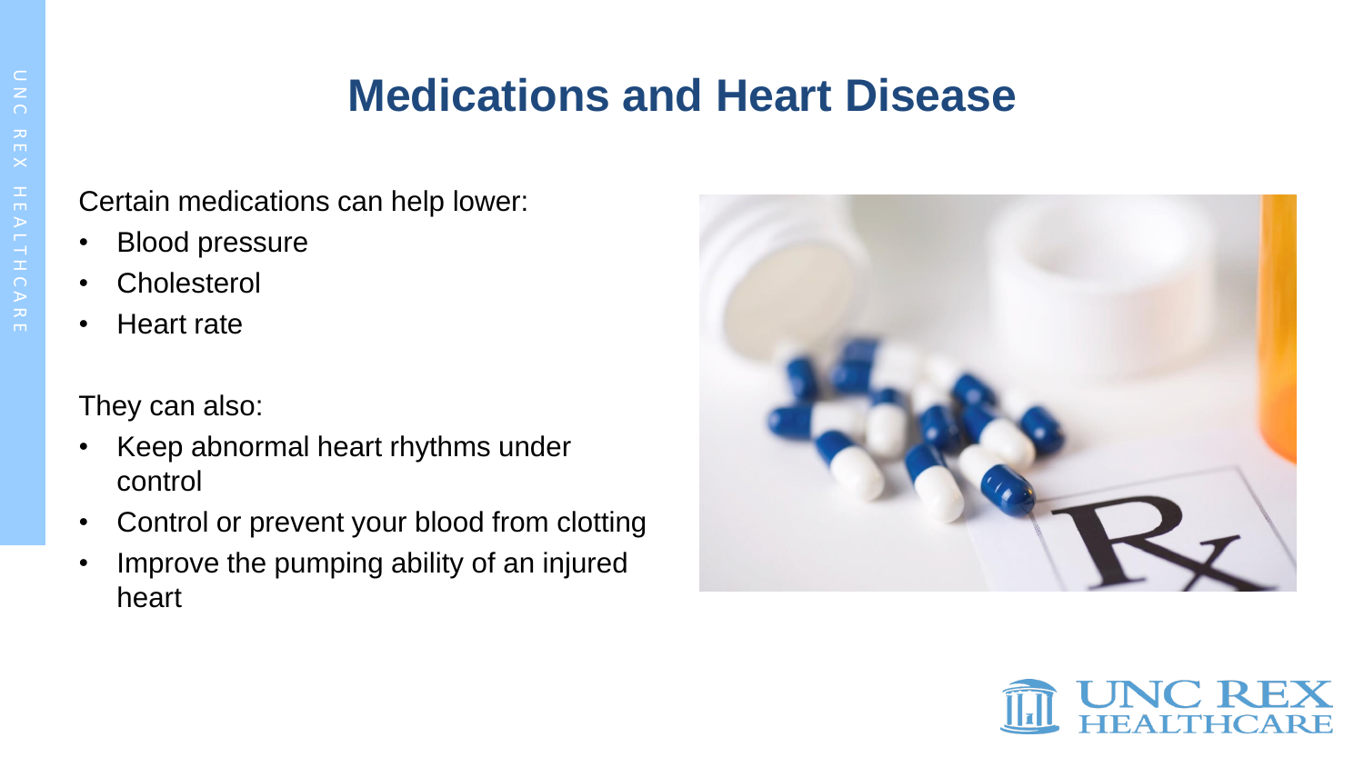# Medications and Heart Disease

Certain medications can help lower:

- Blood pressure
- Cholesterol
- Heart rate

They can also:

- Keep abnormal heart rhythms under control
- Control or prevent your blood from clotting
- Improve the pumping ability of an injured heart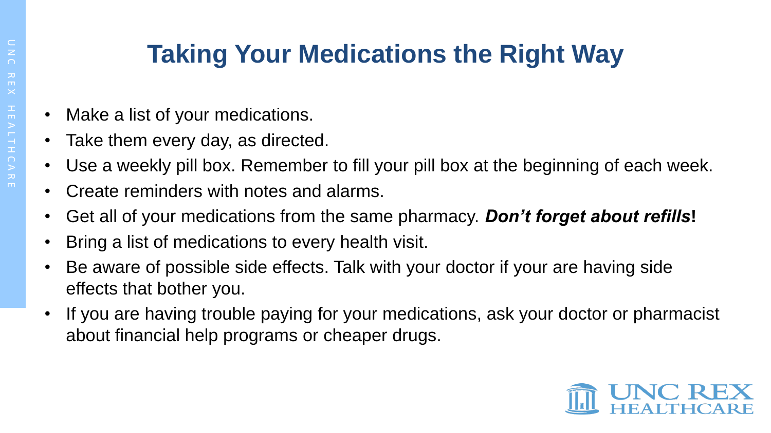# Taking Your Medications the Right Way

- Make a list of your medications.
- Take them every day, as directed.
- Use a weekly pill box. Remember to fill your pill box at the beginning of each week.
- Create reminders with notes and alarms.
- Get all of your medications from the same pharmacy. ***Don't forget about refills*!**
- Bring a list of medications to every health visit.
- Be aware of possible side effects. Talk with your doctor if your are having side effects that bother you.
- If you are having trouble paying for your medications, ask your doctor or pharmacist about financial help programs or cheaper drugs.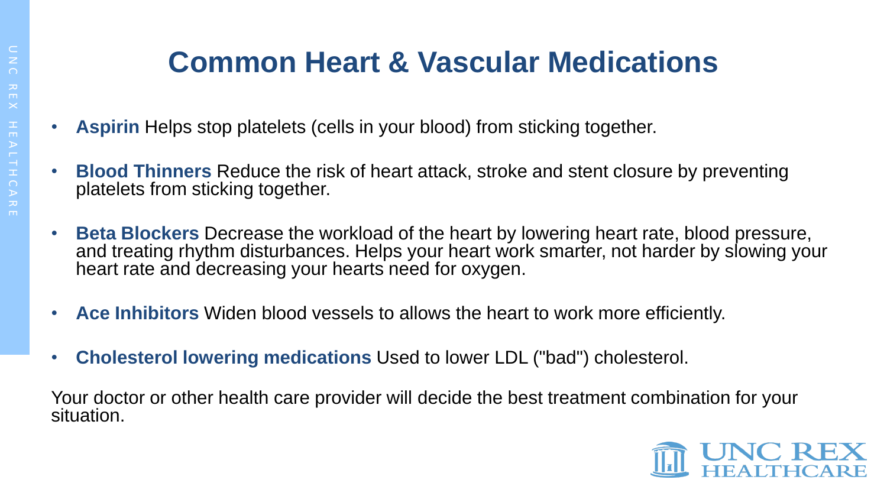# Common Heart & Vascular Medications

- **Aspirin** Helps stop platelets (cells in your blood) from sticking together.
- **Blood Thinners** Reduce the risk of heart attack, stroke and stent closure by preventing platelets from sticking together.
- **Beta Blockers** Decrease the workload of the heart by lowering heart rate, blood pressure, and treating rhythm disturbances. Helps your heart work smarter, not harder by slowing your heart rate and decreasing your hearts need for oxygen.
- **Ace Inhibitors** Widen blood vessels to allows the heart to work more efficiently.
- **Cholesterol lowering medications** Used to lower LDL ("bad") cholesterol.

Your doctor or other health care provider will decide the best treatment combination for your situation.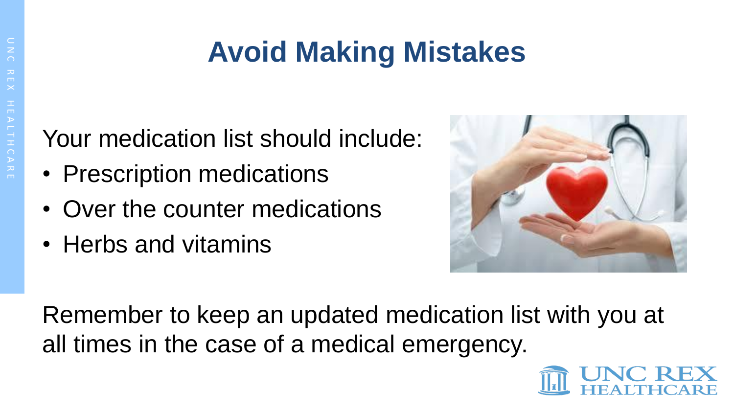# Avoid Making Mistakes

Your medication list should include:

- Prescription medications
- Over the counter medications
- Herbs and vitamins

Remember to keep an updated medication list with you at all times in the case of a medical emergency.